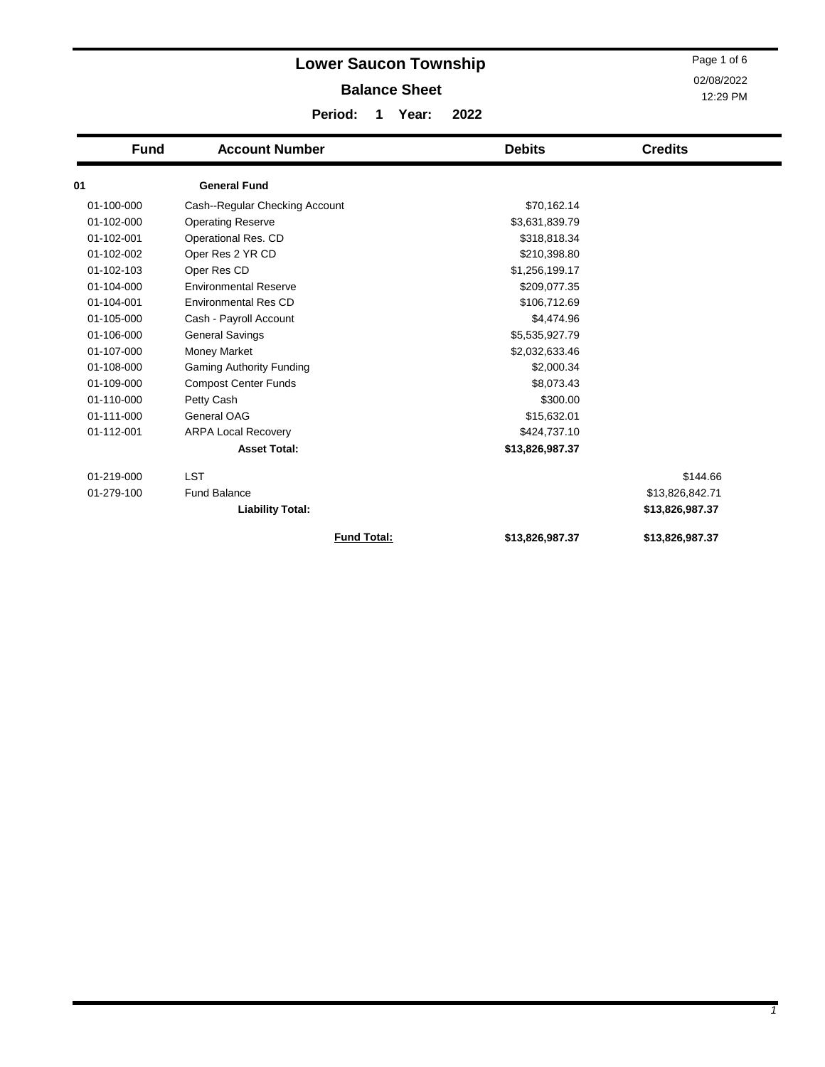# Lower Saucon Township

## Balance Sheet

**Period: 1 Year: 2022**

02/08/2022
12:29 PM

| Fund | Account Number | Debits | Credits |
|---|---|---|---|
| **01** | **General Fund** | | |
| 01-100-000 | Cash--Regular Checking Account | $70,162.14 | |
| 01-102-000 | Operating Reserve | $3,631,839.79 | |
| 01-102-001 | Operational Res. CD | $318,818.34 | |
| 01-102-002 | Oper Res 2 YR CD | $210,398.80 | |
| 01-102-103 | Oper Res CD | $1,256,199.17 | |
| 01-104-000 | Environmental Reserve | $209,077.35 | |
| 01-104-001 | Environmental Res CD | $106,712.69 | |
| 01-105-000 | Cash - Payroll Account | $4,474.96 | |
| 01-106-000 | General Savings | $5,535,927.79 | |
| 01-107-000 | Money Market | $2,032,633.46 | |
| 01-108-000 | Gaming Authority Funding | $2,000.34 | |
| 01-109-000 | Compost Center Funds | $8,073.43 | |
| 01-110-000 | Petty Cash | $300.00 | |
| 01-111-000 | General OAG | $15,632.01 | |
| 01-112-001 | ARPA Local Recovery | $424,737.10 | |
| | **Asset Total:** | **$13,826,987.37** | |
| 01-219-000 | LST | | $144.66 |
| 01-279-100 | Fund Balance | | $13,826,842.71 |
| | **Liability Total:** | | **$13,826,987.37** |
| | **Fund Total:** | **$13,826,987.37** | **$13,826,987.37** |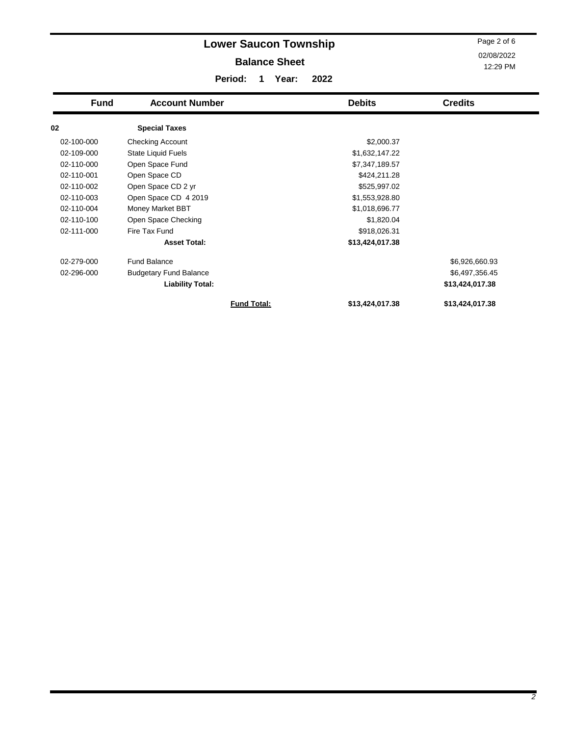# Lower Saucon Township

## Balance Sheet

**Period: 1 Year: 2022**

| Fund | Account Number | Debits | Credits |
|---|---|---|---|
| **02** | **Special Taxes** | | |
| 02-100-000 | Checking Account | $2,000.37 | |
| 02-109-000 | State Liquid Fuels | $1,632,147.22 | |
| 02-110-000 | Open Space Fund | $7,347,189.57 | |
| 02-110-001 | Open Space CD | $424,211.28 | |
| 02-110-002 | Open Space CD 2 yr | $525,997.02 | |
| 02-110-003 | Open Space CD 4 2019 | $1,553,928.80 | |
| 02-110-004 | Money Market BBT | $1,018,696.77 | |
| 02-110-100 | Open Space Checking | $1,820.04 | |
| 02-111-000 | Fire Tax Fund | $918,026.31 | |
| | **Asset Total:** | **$13,424,017.38** | |
| 02-279-000 | Fund Balance | | $6,926,660.93 |
| 02-296-000 | Budgetary Fund Balance | | $6,497,356.45 |
| | **Liability Total:** | | **$13,424,017.38** |
| | **Fund Total:** | **$13,424,017.38** | **$13,424,017.38** |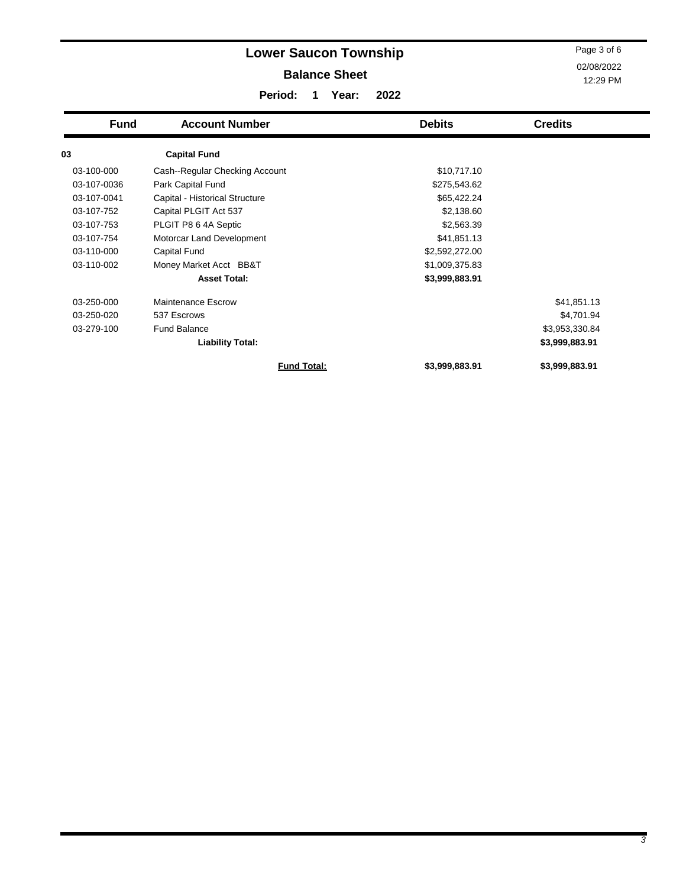# Lower Saucon Township

## Balance Sheet

**Period: 1 Year: 2022**

02/08/2022
12:29 PM

| Fund | Account Number | Debits | Credits |
|---|---|---|---|
| **03** | **Capital Fund** | | |
| 03-100-000 | Cash--Regular Checking Account | $10,717.10 | |
| 03-107-0036 | Park Capital Fund | $275,543.62 | |
| 03-107-0041 | Capital - Historical Structure | $65,422.24 | |
| 03-107-752 | Capital PLGIT Act 537 | $2,138.60 | |
| 03-107-753 | PLGIT P8 6 4A Septic | $2,563.39 | |
| 03-107-754 | Motorcar Land Development | $41,851.13 | |
| 03-110-000 | Capital Fund | $2,592,272.00 | |
| 03-110-002 | Money Market Acct BB&T | $1,009,375.83 | |
| | **Asset Total:** | **$3,999,883.91** | |
| 03-250-000 | Maintenance Escrow | | $41,851.13 |
| 03-250-020 | 537 Escrows | | $4,701.94 |
| 03-279-100 | Fund Balance | | $3,953,330.84 |
| | **Liability Total:** | | **$3,999,883.91** |
| | **Fund Total:** | **$3,999,883.91** | **$3,999,883.91** |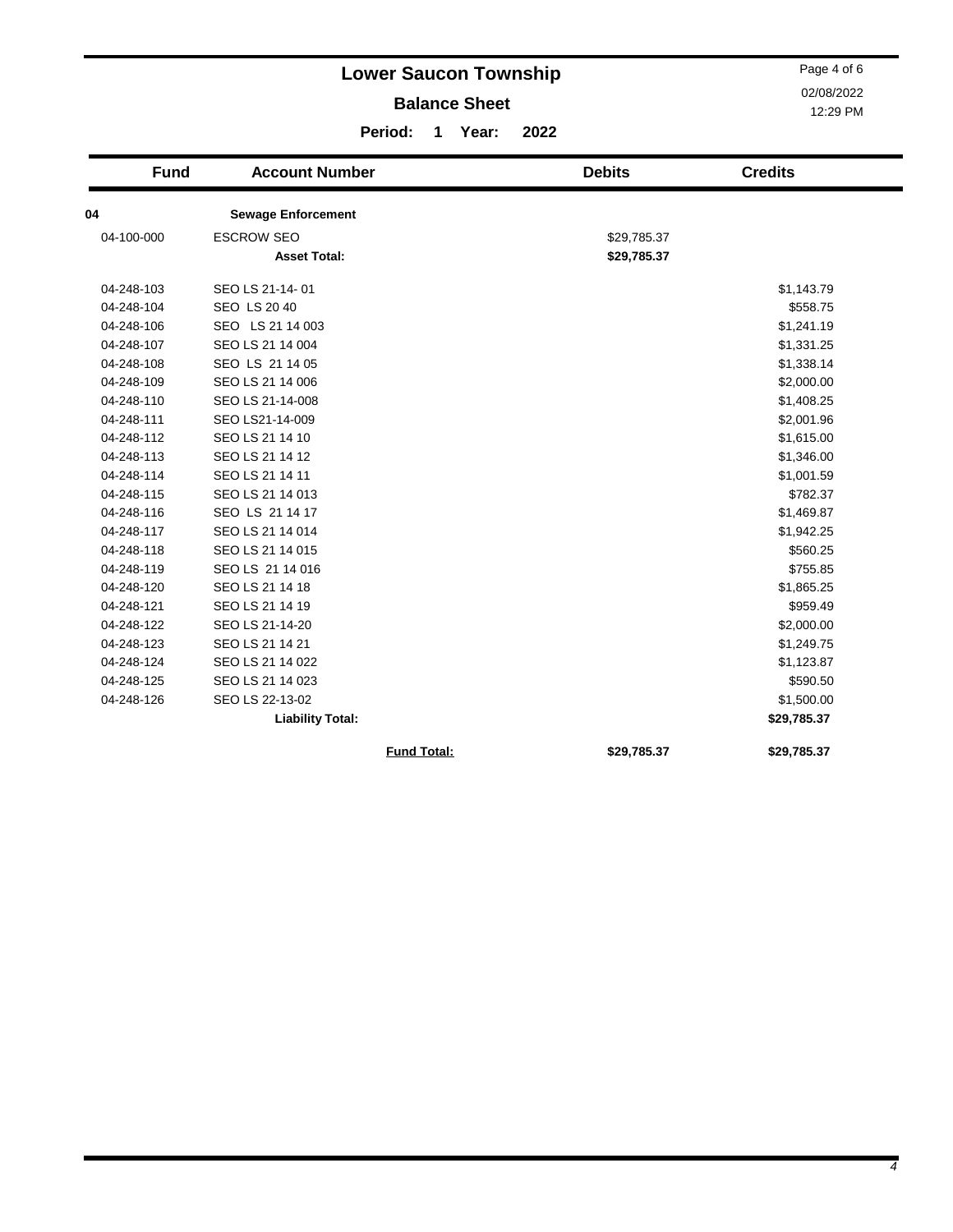# Lower Saucon Township

## Balance Sheet

**Period: 1 Year: 2022**

| Fund | Account Number | Debits | Credits |
|---|---|---|---|
| **04** | **Sewage Enforcement** | | |
| 04-100-000 | ESCROW SEO | $29,785.37 | |
| | **Asset Total:** | **$29,785.37** | |
| 04-248-103 | SEO LS 21-14- 01 | | $1,143.79 |
| 04-248-104 | SEO LS 20 40 | | $558.75 |
| 04-248-106 | SEO LS 21 14 003 | | $1,241.19 |
| 04-248-107 | SEO LS 21 14 004 | | $1,331.25 |
| 04-248-108 | SEO LS 21 14 05 | | $1,338.14 |
| 04-248-109 | SEO LS 21 14 006 | | $2,000.00 |
| 04-248-110 | SEO LS 21-14-008 | | $1,408.25 |
| 04-248-111 | SEO LS21-14-009 | | $2,001.96 |
| 04-248-112 | SEO LS 21 14 10 | | $1,615.00 |
| 04-248-113 | SEO LS 21 14 12 | | $1,346.00 |
| 04-248-114 | SEO LS 21 14 11 | | $1,001.59 |
| 04-248-115 | SEO LS 21 14 013 | | $782.37 |
| 04-248-116 | SEO LS 21 14 17 | | $1,469.87 |
| 04-248-117 | SEO LS 21 14 014 | | $1,942.25 |
| 04-248-118 | SEO LS 21 14 015 | | $560.25 |
| 04-248-119 | SEO LS 21 14 016 | | $755.85 |
| 04-248-120 | SEO LS 21 14 18 | | $1,865.25 |
| 04-248-121 | SEO LS 21 14 19 | | $959.49 |
| 04-248-122 | SEO LS 21-14-20 | | $2,000.00 |
| 04-248-123 | SEO LS 21 14 21 | | $1,249.75 |
| 04-248-124 | SEO LS 21 14 022 | | $1,123.87 |
| 04-248-125 | SEO LS 21 14 023 | | $590.50 |
| 04-248-126 | SEO LS 22-13-02 | | $1,500.00 |
| | **Liability Total:** | | **$29,785.37** |
| | **Fund Total:** | **$29,785.37** | **$29,785.37** |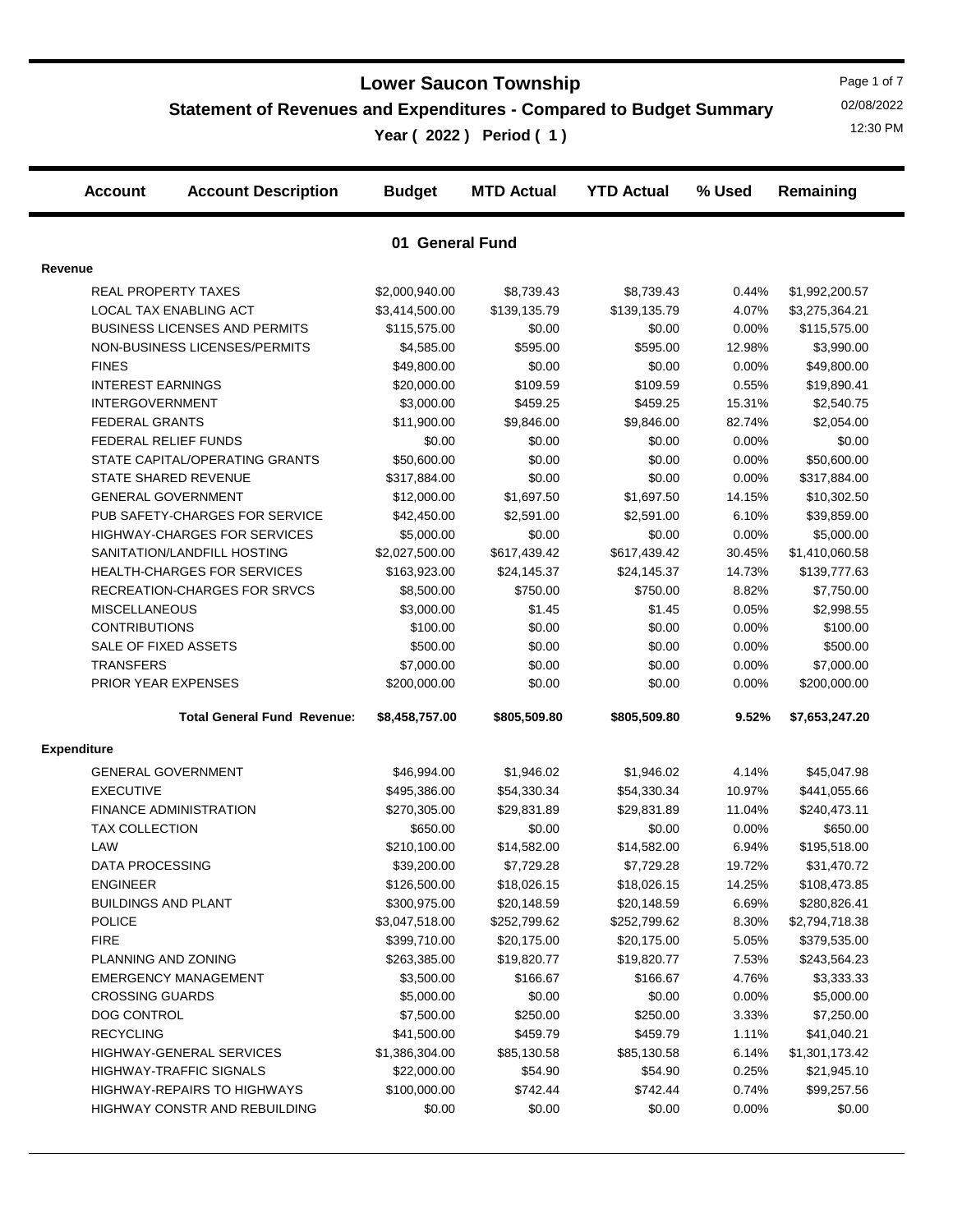# Lower Saucon Township

## Statement of Revenues and Expenditures - Compared to Budget Summary

**Year ( 2022 ) Period ( 1 )**

02/08/2022
12:30 PM

| Account | Account Description | Budget | MTD Actual | YTD Actual | % Used | Remaining |
|---|---|---|---|---|---|---|

### 01 General Fund

**Revenue**

| Account Description | Budget | MTD Actual | YTD Actual | % Used | Remaining |
|---|---|---|---|---|---|
| REAL PROPERTY TAXES | $2,000,940.00 | $8,739.43 | $8,739.43 | 0.44% | $1,992,200.57 |
| LOCAL TAX ENABLING ACT | $3,414,500.00 | $139,135.79 | $139,135.79 | 4.07% | $3,275,364.21 |
| BUSINESS LICENSES AND PERMITS | $115,575.00 | $0.00 | $0.00 | 0.00% | $115,575.00 |
| NON-BUSINESS LICENSES/PERMITS | $4,585.00 | $595.00 | $595.00 | 12.98% | $3,990.00 |
| FINES | $49,800.00 | $0.00 | $0.00 | 0.00% | $49,800.00 |
| INTEREST EARNINGS | $20,000.00 | $109.59 | $109.59 | 0.55% | $19,890.41 |
| INTERGOVERNMENT | $3,000.00 | $459.25 | $459.25 | 15.31% | $2,540.75 |
| FEDERAL GRANTS | $11,900.00 | $9,846.00 | $9,846.00 | 82.74% | $2,054.00 |
| FEDERAL RELIEF FUNDS | $0.00 | $0.00 | $0.00 | 0.00% | $0.00 |
| STATE CAPITAL/OPERATING GRANTS | $50,600.00 | $0.00 | $0.00 | 0.00% | $50,600.00 |
| STATE SHARED REVENUE | $317,884.00 | $0.00 | $0.00 | 0.00% | $317,884.00 |
| GENERAL GOVERNMENT | $12,000.00 | $1,697.50 | $1,697.50 | 14.15% | $10,302.50 |
| PUB SAFETY-CHARGES FOR SERVICE | $42,450.00 | $2,591.00 | $2,591.00 | 6.10% | $39,859.00 |
| HIGHWAY-CHARGES FOR SERVICES | $5,000.00 | $0.00 | $0.00 | 0.00% | $5,000.00 |
| SANITATION/LANDFILL HOSTING | $2,027,500.00 | $617,439.42 | $617,439.42 | 30.45% | $1,410,060.58 |
| HEALTH-CHARGES FOR SERVICES | $163,923.00 | $24,145.37 | $24,145.37 | 14.73% | $139,777.63 |
| RECREATION-CHARGES FOR SRVCS | $8,500.00 | $750.00 | $750.00 | 8.82% | $7,750.00 |
| MISCELLANEOUS | $3,000.00 | $1.45 | $1.45 | 0.05% | $2,998.55 |
| CONTRIBUTIONS | $100.00 | $0.00 | $0.00 | 0.00% | $100.00 |
| SALE OF FIXED ASSETS | $500.00 | $0.00 | $0.00 | 0.00% | $500.00 |
| TRANSFERS | $7,000.00 | $0.00 | $0.00 | 0.00% | $7,000.00 |
| PRIOR YEAR EXPENSES | $200,000.00 | $0.00 | $0.00 | 0.00% | $200,000.00 |
| **Total General Fund Revenue:** | **$8,458,757.00** | **$805,509.80** | **$805,509.80** | **9.52%** | **$7,653,247.20** |

**Expenditure**

| Account Description | Budget | MTD Actual | YTD Actual | % Used | Remaining |
|---|---|---|---|---|---|
| GENERAL GOVERNMENT | $46,994.00 | $1,946.02 | $1,946.02 | 4.14% | $45,047.98 |
| EXECUTIVE | $495,386.00 | $54,330.34 | $54,330.34 | 10.97% | $441,055.66 |
| FINANCE ADMINISTRATION | $270,305.00 | $29,831.89 | $29,831.89 | 11.04% | $240,473.11 |
| TAX COLLECTION | $650.00 | $0.00 | $0.00 | 0.00% | $650.00 |
| LAW | $210,100.00 | $14,582.00 | $14,582.00 | 6.94% | $195,518.00 |
| DATA PROCESSING | $39,200.00 | $7,729.28 | $7,729.28 | 19.72% | $31,470.72 |
| ENGINEER | $126,500.00 | $18,026.15 | $18,026.15 | 14.25% | $108,473.85 |
| BUILDINGS AND PLANT | $300,975.00 | $20,148.59 | $20,148.59 | 6.69% | $280,826.41 |
| POLICE | $3,047,518.00 | $252,799.62 | $252,799.62 | 8.30% | $2,794,718.38 |
| FIRE | $399,710.00 | $20,175.00 | $20,175.00 | 5.05% | $379,535.00 |
| PLANNING AND ZONING | $263,385.00 | $19,820.77 | $19,820.77 | 7.53% | $243,564.23 |
| EMERGENCY MANAGEMENT | $3,500.00 | $166.67 | $166.67 | 4.76% | $3,333.33 |
| CROSSING GUARDS | $5,000.00 | $0.00 | $0.00 | 0.00% | $5,000.00 |
| DOG CONTROL | $7,500.00 | $250.00 | $250.00 | 3.33% | $7,250.00 |
| RECYCLING | $41,500.00 | $459.79 | $459.79 | 1.11% | $41,040.21 |
| HIGHWAY-GENERAL SERVICES | $1,386,304.00 | $85,130.58 | $85,130.58 | 6.14% | $1,301,173.42 |
| HIGHWAY-TRAFFIC SIGNALS | $22,000.00 | $54.90 | $54.90 | 0.25% | $21,945.10 |
| HIGHWAY-REPAIRS TO HIGHWAYS | $100,000.00 | $742.44 | $742.44 | 0.74% | $99,257.56 |
| HIGHWAY CONSTR AND REBUILDING | $0.00 | $0.00 | $0.00 | 0.00% | $0.00 |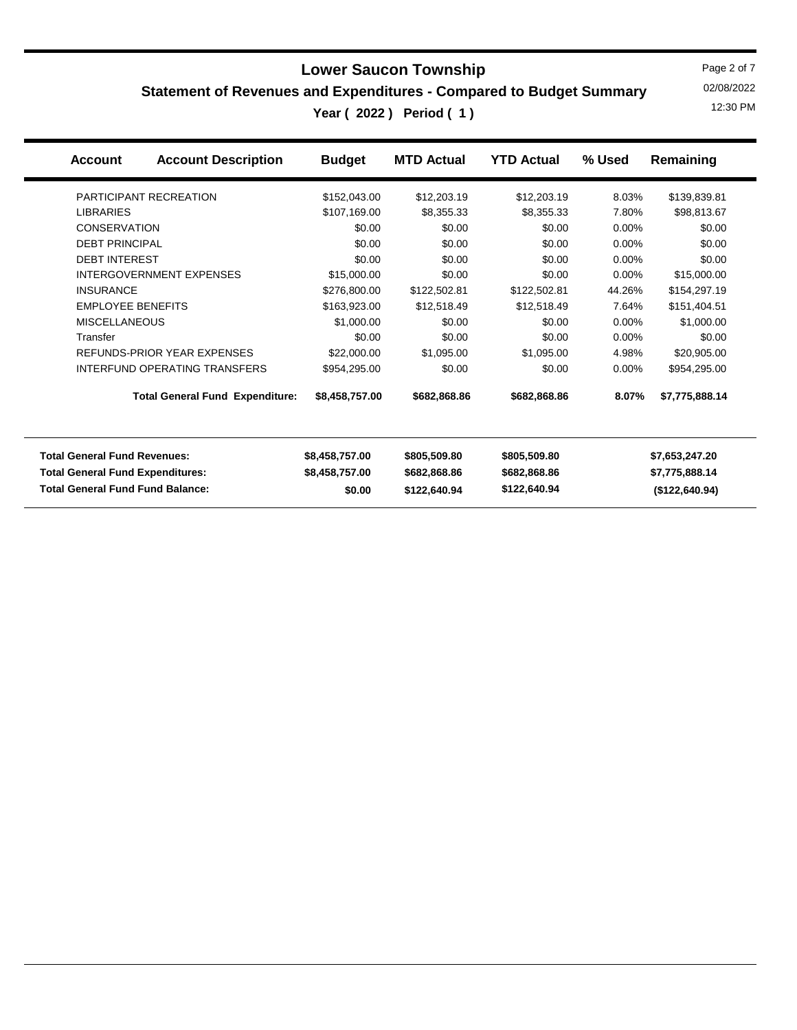# Lower Saucon Township

## Statement of Revenues and Expenditures - Compared to Budget Summary

**Year ( 2022 ) Period ( 1 )**

02/08/2022

12:30 PM

| Account | Account Description | Budget | MTD Actual | YTD Actual | % Used | Remaining |
|---|---|---|---|---|---|---|
| PARTICIPANT RECREATION | | $152,043.00 | $12,203.19 | $12,203.19 | 8.03% | $139,839.81 |
| LIBRARIES | | $107,169.00 | $8,355.33 | $8,355.33 | 7.80% | $98,813.67 |
| CONSERVATION | | $0.00 | $0.00 | $0.00 | 0.00% | $0.00 |
| DEBT PRINCIPAL | | $0.00 | $0.00 | $0.00 | 0.00% | $0.00 |
| DEBT INTEREST | | $0.00 | $0.00 | $0.00 | 0.00% | $0.00 |
| INTERGOVERNMENT EXPENSES | | $15,000.00 | $0.00 | $0.00 | 0.00% | $15,000.00 |
| INSURANCE | | $276,800.00 | $122,502.81 | $122,502.81 | 44.26% | $154,297.19 |
| EMPLOYEE BENEFITS | | $163,923.00 | $12,518.49 | $12,518.49 | 7.64% | $151,404.51 |
| MISCELLANEOUS | | $1,000.00 | $0.00 | $0.00 | 0.00% | $1,000.00 |
| Transfer | | $0.00 | $0.00 | $0.00 | 0.00% | $0.00 |
| REFUNDS-PRIOR YEAR EXPENSES | | $22,000.00 | $1,095.00 | $1,095.00 | 4.98% | $20,905.00 |
| INTERFUND OPERATING TRANSFERS | | $954,295.00 | $0.00 | $0.00 | 0.00% | $954,295.00 |
| | **Total General Fund Expenditure:** | **$8,458,757.00** | **$682,868.86** | **$682,868.86** | **8.07%** | **$7,775,888.14** |

| | Budget | MTD Actual | YTD Actual | Remaining |
|---|---|---|---|---|
| **Total General Fund Revenues:** | **$8,458,757.00** | **$805,509.80** | **$805,509.80** | **$7,653,247.20** |
| **Total General Fund Expenditures:** | **$8,458,757.00** | **$682,868.86** | **$682,868.86** | **$7,775,888.14** |
| **Total General Fund Fund Balance:** | **$0.00** | **$122,640.94** | **$122,640.94** | **($122,640.94)** |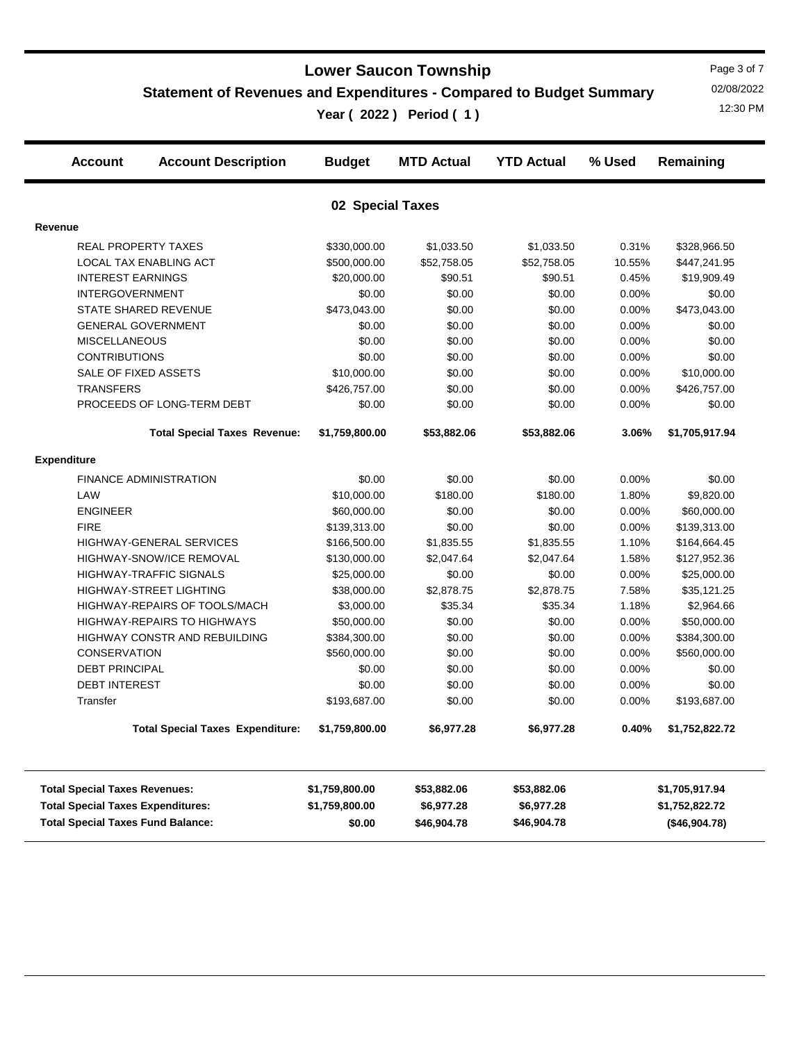# Lower Saucon Township

## Statement of Revenues and Expenditures - Compared to Budget Summary

**Year ( 2022 ) Period ( 1 )**

02/08/2022
12:30 PM

| Account | Account Description | Budget | MTD Actual | YTD Actual | % Used | Remaining |
|---|---|---|---|---|---|---|
| | **02 Special Taxes** | | | | | |
| **Revenue** | | | | | | |
| | REAL PROPERTY TAXES | $330,000.00 | $1,033.50 | $1,033.50 | 0.31% | $328,966.50 |
| | LOCAL TAX ENABLING ACT | $500,000.00 | $52,758.05 | $52,758.05 | 10.55% | $447,241.95 |
| | INTEREST EARNINGS | $20,000.00 | $90.51 | $90.51 | 0.45% | $19,909.49 |
| | INTERGOVERNMENT | $0.00 | $0.00 | $0.00 | 0.00% | $0.00 |
| | STATE SHARED REVENUE | $473,043.00 | $0.00 | $0.00 | 0.00% | $473,043.00 |
| | GENERAL GOVERNMENT | $0.00 | $0.00 | $0.00 | 0.00% | $0.00 |
| | MISCELLANEOUS | $0.00 | $0.00 | $0.00 | 0.00% | $0.00 |
| | CONTRIBUTIONS | $0.00 | $0.00 | $0.00 | 0.00% | $0.00 |
| | SALE OF FIXED ASSETS | $10,000.00 | $0.00 | $0.00 | 0.00% | $10,000.00 |
| | TRANSFERS | $426,757.00 | $0.00 | $0.00 | 0.00% | $426,757.00 |
| | PROCEEDS OF LONG-TERM DEBT | $0.00 | $0.00 | $0.00 | 0.00% | $0.00 |
| | **Total Special Taxes Revenue:** | **$1,759,800.00** | **$53,882.06** | **$53,882.06** | **3.06%** | **$1,705,917.94** |
| **Expenditure** | | | | | | |
| | FINANCE ADMINISTRATION | $0.00 | $0.00 | $0.00 | 0.00% | $0.00 |
| | LAW | $10,000.00 | $180.00 | $180.00 | 1.80% | $9,820.00 |
| | ENGINEER | $60,000.00 | $0.00 | $0.00 | 0.00% | $60,000.00 |
| | FIRE | $139,313.00 | $0.00 | $0.00 | 0.00% | $139,313.00 |
| | HIGHWAY-GENERAL SERVICES | $166,500.00 | $1,835.55 | $1,835.55 | 1.10% | $164,664.45 |
| | HIGHWAY-SNOW/ICE REMOVAL | $130,000.00 | $2,047.64 | $2,047.64 | 1.58% | $127,952.36 |
| | HIGHWAY-TRAFFIC SIGNALS | $25,000.00 | $0.00 | $0.00 | 0.00% | $25,000.00 |
| | HIGHWAY-STREET LIGHTING | $38,000.00 | $2,878.75 | $2,878.75 | 7.58% | $35,121.25 |
| | HIGHWAY-REPAIRS OF TOOLS/MACH | $3,000.00 | $35.34 | $35.34 | 1.18% | $2,964.66 |
| | HIGHWAY-REPAIRS TO HIGHWAYS | $50,000.00 | $0.00 | $0.00 | 0.00% | $50,000.00 |
| | HIGHWAY CONSTR AND REBUILDING | $384,300.00 | $0.00 | $0.00 | 0.00% | $384,300.00 |
| | CONSERVATION | $560,000.00 | $0.00 | $0.00 | 0.00% | $560,000.00 |
| | DEBT PRINCIPAL | $0.00 | $0.00 | $0.00 | 0.00% | $0.00 |
| | DEBT INTEREST | $0.00 | $0.00 | $0.00 | 0.00% | $0.00 |
| | Transfer | $193,687.00 | $0.00 | $0.00 | 0.00% | $193,687.00 |
| | **Total Special Taxes Expenditure:** | **$1,759,800.00** | **$6,977.28** | **$6,977.28** | **0.40%** | **$1,752,822.72** |

| | Budget | MTD Actual | YTD Actual | Remaining |
|---|---|---|---|---|
| **Total Special Taxes Revenues:** | **$1,759,800.00** | **$53,882.06** | **$53,882.06** | **$1,705,917.94** |
| **Total Special Taxes Expenditures:** | **$1,759,800.00** | **$6,977.28** | **$6,977.28** | **$1,752,822.72** |
| **Total Special Taxes Fund Balance:** | **$0.00** | **$46,904.78** | **$46,904.78** | **($46,904.78)** |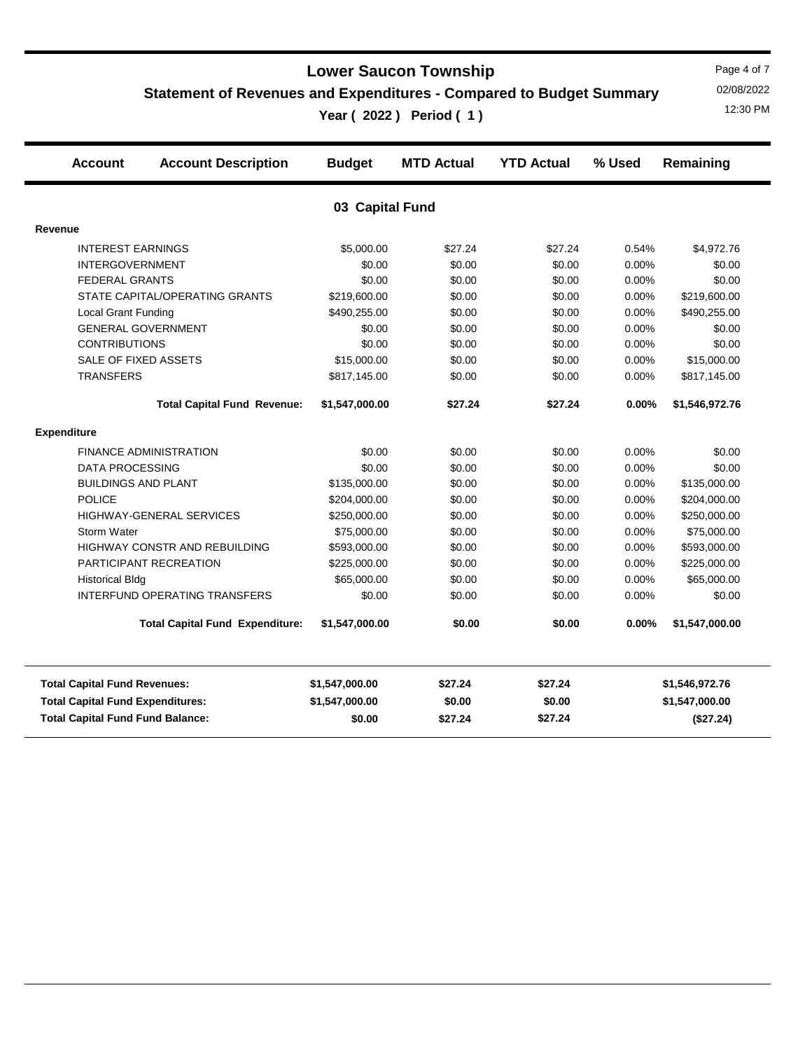# Lower Saucon Township

## Statement of Revenues and Expenditures - Compared to Budget Summary

### Year ( 2022 ) Period ( 1 )

| Account | Account Description | Budget | MTD Actual | YTD Actual | % Used | Remaining |
|---|---|---|---|---|---|---|
| | **03 Capital Fund** | | | | | |
| **Revenue** | | | | | | |
| | INTEREST EARNINGS | $5,000.00 | $27.24 | $27.24 | 0.54% | $4,972.76 |
| | INTERGOVERNMENT | $0.00 | $0.00 | $0.00 | 0.00% | $0.00 |
| | FEDERAL GRANTS | $0.00 | $0.00 | $0.00 | 0.00% | $0.00 |
| | STATE CAPITAL/OPERATING GRANTS | $219,600.00 | $0.00 | $0.00 | 0.00% | $219,600.00 |
| | Local Grant Funding | $490,255.00 | $0.00 | $0.00 | 0.00% | $490,255.00 |
| | GENERAL GOVERNMENT | $0.00 | $0.00 | $0.00 | 0.00% | $0.00 |
| | CONTRIBUTIONS | $0.00 | $0.00 | $0.00 | 0.00% | $0.00 |
| | SALE OF FIXED ASSETS | $15,000.00 | $0.00 | $0.00 | 0.00% | $15,000.00 |
| | TRANSFERS | $817,145.00 | $0.00 | $0.00 | 0.00% | $817,145.00 |
| | **Total Capital Fund Revenue:** | **$1,547,000.00** | **$27.24** | **$27.24** | **0.00%** | **$1,546,972.76** |
| **Expenditure** | | | | | | |
| | FINANCE ADMINISTRATION | $0.00 | $0.00 | $0.00 | 0.00% | $0.00 |
| | DATA PROCESSING | $0.00 | $0.00 | $0.00 | 0.00% | $0.00 |
| | BUILDINGS AND PLANT | $135,000.00 | $0.00 | $0.00 | 0.00% | $135,000.00 |
| | POLICE | $204,000.00 | $0.00 | $0.00 | 0.00% | $204,000.00 |
| | HIGHWAY-GENERAL SERVICES | $250,000.00 | $0.00 | $0.00 | 0.00% | $250,000.00 |
| | Storm Water | $75,000.00 | $0.00 | $0.00 | 0.00% | $75,000.00 |
| | HIGHWAY CONSTR AND REBUILDING | $593,000.00 | $0.00 | $0.00 | 0.00% | $593,000.00 |
| | PARTICIPANT RECREATION | $225,000.00 | $0.00 | $0.00 | 0.00% | $225,000.00 |
| | Historical Bldg | $65,000.00 | $0.00 | $0.00 | 0.00% | $65,000.00 |
| | INTERFUND OPERATING TRANSFERS | $0.00 | $0.00 | $0.00 | 0.00% | $0.00 |
| | **Total Capital Fund Expenditure:** | **$1,547,000.00** | **$0.00** | **$0.00** | **0.00%** | **$1,547,000.00** |

| | Budget | MTD Actual | YTD Actual | Remaining |
|---|---|---|---|---|
| **Total Capital Fund Revenues:** | **$1,547,000.00** | **$27.24** | **$27.24** | **$1,546,972.76** |
| **Total Capital Fund Expenditures:** | **$1,547,000.00** | **$0.00** | **$0.00** | **$1,547,000.00** |
| **Total Capital Fund Fund Balance:** | **$0.00** | **$27.24** | **$27.24** | **($27.24)** |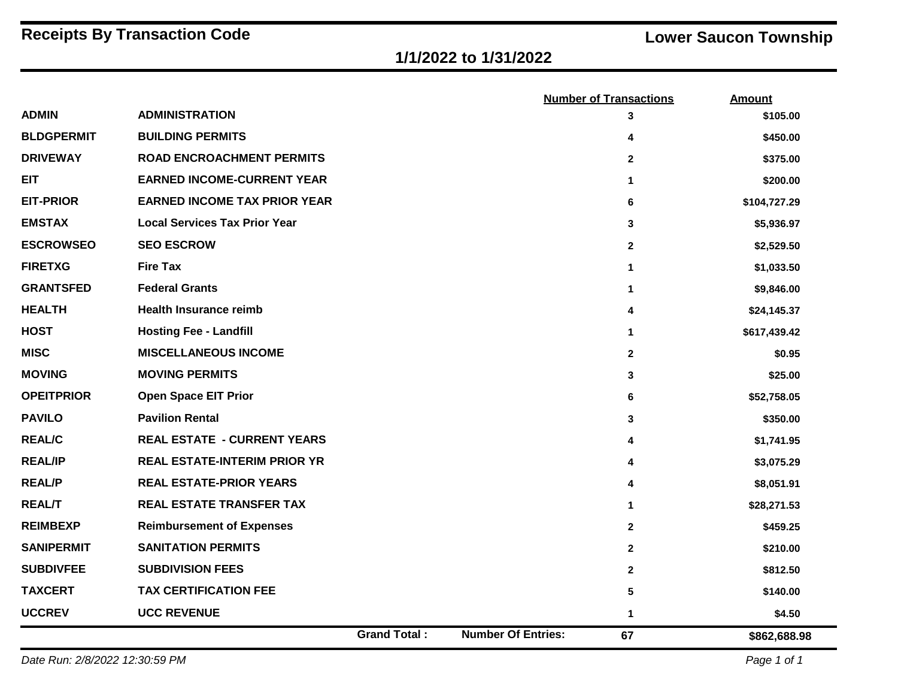# Receipts By Transaction Code

**Lower Saucon Township**

**1/1/2022 to 1/31/2022**

| Code | Description | Number of Transactions | Amount |
|---|---|---|---|
| ADMIN | ADMINISTRATION | 3 | $105.00 |
| BLDGPERMIT | BUILDING PERMITS | 4 | $450.00 |
| DRIVEWAY | ROAD ENCROACHMENT PERMITS | 2 | $375.00 |
| EIT | EARNED INCOME-CURRENT YEAR | 1 | $200.00 |
| EIT-PRIOR | EARNED INCOME TAX PRIOR YEAR | 6 | $104,727.29 |
| EMSTAX | Local Services Tax Prior Year | 3 | $5,936.97 |
| ESCROWSEO | SEO ESCROW | 2 | $2,529.50 |
| FIRETXG | Fire Tax | 1 | $1,033.50 |
| GRANTSFED | Federal Grants | 1 | $9,846.00 |
| HEALTH | Health Insurance reimb | 4 | $24,145.37 |
| HOST | Hosting Fee - Landfill | 1 | $617,439.42 |
| MISC | MISCELLANEOUS INCOME | 2 | $0.95 |
| MOVING | MOVING PERMITS | 3 | $25.00 |
| OPEITPRIOR | Open Space EIT Prior | 6 | $52,758.05 |
| PAVILO | Pavilion Rental | 3 | $350.00 |
| REAL/C | REAL ESTATE - CURRENT YEARS | 4 | $1,741.95 |
| REAL/IP | REAL ESTATE-INTERIM PRIOR YR | 4 | $3,075.29 |
| REAL/P | REAL ESTATE-PRIOR YEARS | 4 | $8,051.91 |
| REAL/T | REAL ESTATE TRANSFER TAX | 1 | $28,271.53 |
| REIMBEXP | Reimbursement of Expenses | 2 | $459.25 |
| SANIPERMIT | SANITATION PERMITS | 2 | $210.00 |
| SUBDIVFEE | SUBDIVISION FEES | 2 | $812.50 |
| TAXCERT | TAX CERTIFICATION FEE | 5 | $140.00 |
| UCCREV | UCC REVENUE | 1 | $4.50 |
| **Grand Total :** | **Number Of Entries:** | **67** | **$862,688.98** |

*Date Run: 2/8/2022 12:30:59 PM*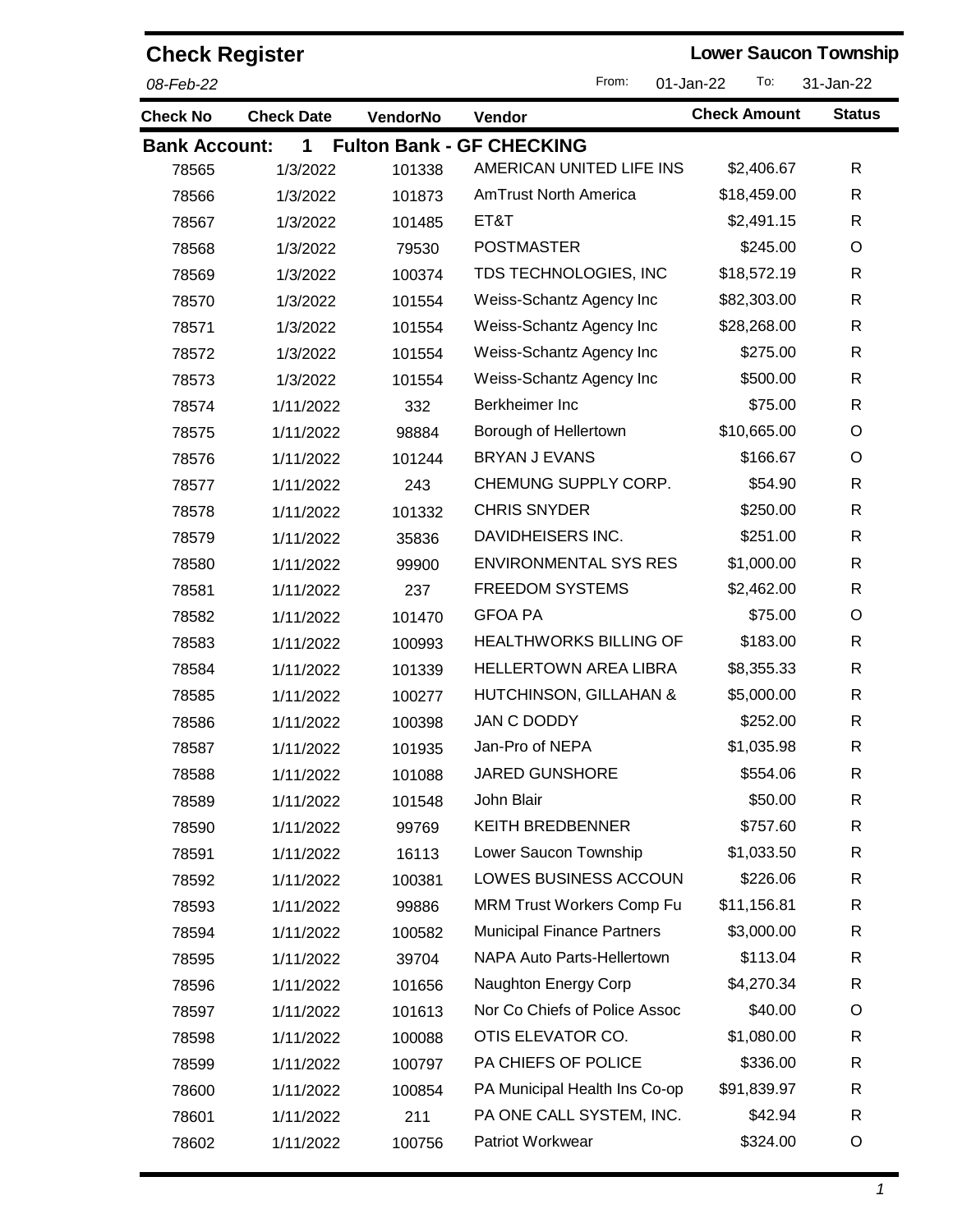# Check Register

**Lower Saucon Township**

*08-Feb-22*

From: 01-Jan-22 To: 31-Jan-22

| Check No | Check Date | VendorNo | Vendor | Check Amount | Status |
|---|---|---|---|---|---|
| **Bank Account:** | **1** | **Fulton Bank - GF CHECKING** | | | |
| 78565 | 1/3/2022 | 101338 | AMERICAN UNITED LIFE INS | $2,406.67 | R |
| 78566 | 1/3/2022 | 101873 | AmTrust North America | $18,459.00 | R |
| 78567 | 1/3/2022 | 101485 | ET&T | $2,491.15 | R |
| 78568 | 1/3/2022 | 79530 | POSTMASTER | $245.00 | O |
| 78569 | 1/3/2022 | 100374 | TDS TECHNOLOGIES, INC | $18,572.19 | R |
| 78570 | 1/3/2022 | 101554 | Weiss-Schantz Agency Inc | $82,303.00 | R |
| 78571 | 1/3/2022 | 101554 | Weiss-Schantz Agency Inc | $28,268.00 | R |
| 78572 | 1/3/2022 | 101554 | Weiss-Schantz Agency Inc | $275.00 | R |
| 78573 | 1/3/2022 | 101554 | Weiss-Schantz Agency Inc | $500.00 | R |
| 78574 | 1/11/2022 | 332 | Berkheimer Inc | $75.00 | R |
| 78575 | 1/11/2022 | 98884 | Borough of Hellertown | $10,665.00 | O |
| 78576 | 1/11/2022 | 101244 | BRYAN J EVANS | $166.67 | O |
| 78577 | 1/11/2022 | 243 | CHEMUNG SUPPLY CORP. | $54.90 | R |
| 78578 | 1/11/2022 | 101332 | CHRIS SNYDER | $250.00 | R |
| 78579 | 1/11/2022 | 35836 | DAVIDHEISERS INC. | $251.00 | R |
| 78580 | 1/11/2022 | 99900 | ENVIRONMENTAL SYS RES | $1,000.00 | R |
| 78581 | 1/11/2022 | 237 | FREEDOM SYSTEMS | $2,462.00 | R |
| 78582 | 1/11/2022 | 101470 | GFOA PA | $75.00 | O |
| 78583 | 1/11/2022 | 100993 | HEALTHWORKS BILLING OF | $183.00 | R |
| 78584 | 1/11/2022 | 101339 | HELLERTOWN AREA LIBRA | $8,355.33 | R |
| 78585 | 1/11/2022 | 100277 | HUTCHINSON, GILLAHAN & | $5,000.00 | R |
| 78586 | 1/11/2022 | 100398 | JAN C DODDY | $252.00 | R |
| 78587 | 1/11/2022 | 101935 | Jan-Pro of NEPA | $1,035.98 | R |
| 78588 | 1/11/2022 | 101088 | JARED GUNSHORE | $554.06 | R |
| 78589 | 1/11/2022 | 101548 | John Blair | $50.00 | R |
| 78590 | 1/11/2022 | 99769 | KEITH BREDBENNER | $757.60 | R |
| 78591 | 1/11/2022 | 16113 | Lower Saucon Township | $1,033.50 | R |
| 78592 | 1/11/2022 | 100381 | LOWES BUSINESS ACCOUN | $226.06 | R |
| 78593 | 1/11/2022 | 99886 | MRM Trust Workers Comp Fu | $11,156.81 | R |
| 78594 | 1/11/2022 | 100582 | Municipal Finance Partners | $3,000.00 | R |
| 78595 | 1/11/2022 | 39704 | NAPA Auto Parts-Hellertown | $113.04 | R |
| 78596 | 1/11/2022 | 101656 | Naughton Energy Corp | $4,270.34 | R |
| 78597 | 1/11/2022 | 101613 | Nor Co Chiefs of Police Assoc | $40.00 | O |
| 78598 | 1/11/2022 | 100088 | OTIS ELEVATOR CO. | $1,080.00 | R |
| 78599 | 1/11/2022 | 100797 | PA CHIEFS OF POLICE | $336.00 | R |
| 78600 | 1/11/2022 | 100854 | PA Municipal Health Ins Co-op | $91,839.97 | R |
| 78601 | 1/11/2022 | 211 | PA ONE CALL SYSTEM, INC. | $42.94 | R |
| 78602 | 1/11/2022 | 100756 | Patriot Workwear | $324.00 | O |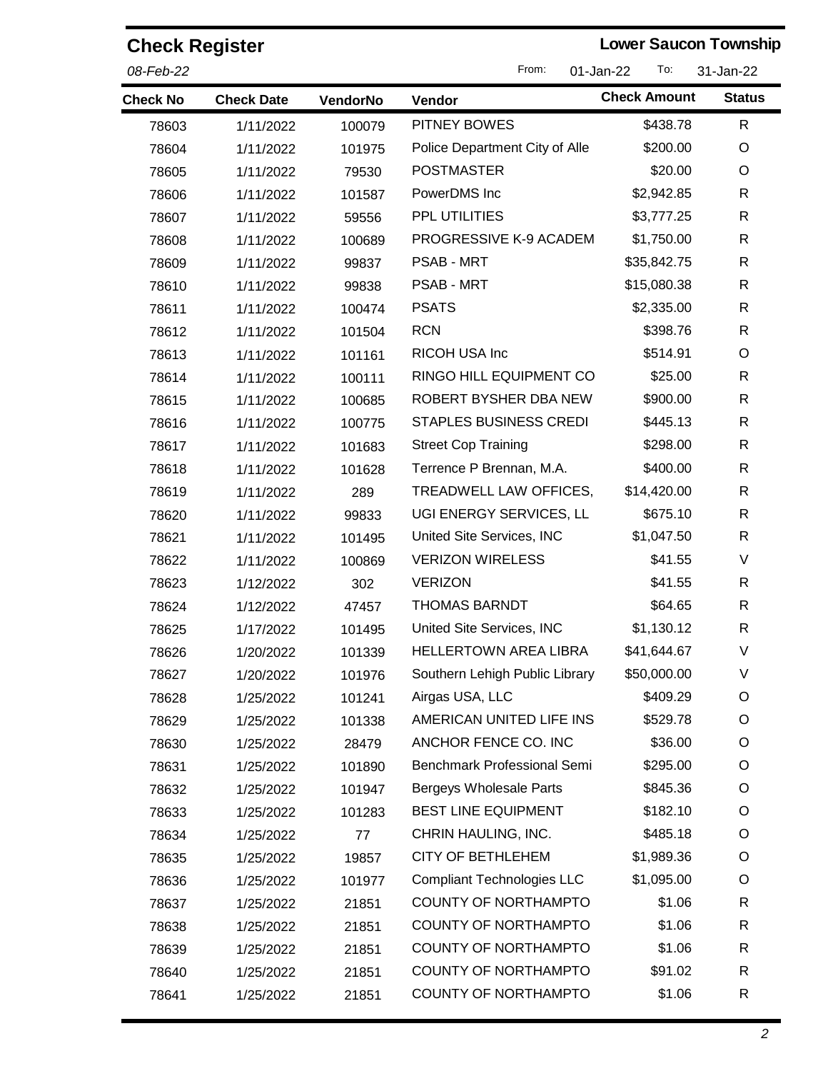## Check Register

**Lower Saucon Township**

*08-Feb-22*

From: 01-Jan-22 To: 31-Jan-22

| Check No | Check Date | VendorNo | Vendor | Check Amount | Status |
|---|---|---|---|---|---|
| 78603 | 1/11/2022 | 100079 | PITNEY BOWES | $438.78 | R |
| 78604 | 1/11/2022 | 101975 | Police Department City of Alle | $200.00 | O |
| 78605 | 1/11/2022 | 79530 | POSTMASTER | $20.00 | O |
| 78606 | 1/11/2022 | 101587 | PowerDMS Inc | $2,942.85 | R |
| 78607 | 1/11/2022 | 59556 | PPL UTILITIES | $3,777.25 | R |
| 78608 | 1/11/2022 | 100689 | PROGRESSIVE K-9 ACADEM | $1,750.00 | R |
| 78609 | 1/11/2022 | 99837 | PSAB - MRT | $35,842.75 | R |
| 78610 | 1/11/2022 | 99838 | PSAB - MRT | $15,080.38 | R |
| 78611 | 1/11/2022 | 100474 | PSATS | $2,335.00 | R |
| 78612 | 1/11/2022 | 101504 | RCN | $398.76 | R |
| 78613 | 1/11/2022 | 101161 | RICOH USA Inc | $514.91 | O |
| 78614 | 1/11/2022 | 100111 | RINGO HILL EQUIPMENT CO | $25.00 | R |
| 78615 | 1/11/2022 | 100685 | ROBERT BYSHER DBA NEW | $900.00 | R |
| 78616 | 1/11/2022 | 100775 | STAPLES BUSINESS CREDI | $445.13 | R |
| 78617 | 1/11/2022 | 101683 | Street Cop Training | $298.00 | R |
| 78618 | 1/11/2022 | 101628 | Terrence P Brennan, M.A. | $400.00 | R |
| 78619 | 1/11/2022 | 289 | TREADWELL LAW OFFICES, | $14,420.00 | R |
| 78620 | 1/11/2022 | 99833 | UGI ENERGY SERVICES, LL | $675.10 | R |
| 78621 | 1/11/2022 | 101495 | United Site Services, INC | $1,047.50 | R |
| 78622 | 1/11/2022 | 100869 | VERIZON WIRELESS | $41.55 | V |
| 78623 | 1/12/2022 | 302 | VERIZON | $41.55 | R |
| 78624 | 1/12/2022 | 47457 | THOMAS BARNDT | $64.65 | R |
| 78625 | 1/17/2022 | 101495 | United Site Services, INC | $1,130.12 | R |
| 78626 | 1/20/2022 | 101339 | HELLERTOWN AREA LIBRA | $41,644.67 | V |
| 78627 | 1/20/2022 | 101976 | Southern Lehigh Public Library | $50,000.00 | V |
| 78628 | 1/25/2022 | 101241 | Airgas USA, LLC | $409.29 | O |
| 78629 | 1/25/2022 | 101338 | AMERICAN UNITED LIFE INS | $529.78 | O |
| 78630 | 1/25/2022 | 28479 | ANCHOR FENCE CO. INC | $36.00 | O |
| 78631 | 1/25/2022 | 101890 | Benchmark Professional Semi | $295.00 | O |
| 78632 | 1/25/2022 | 101947 | Bergeys Wholesale Parts | $845.36 | O |
| 78633 | 1/25/2022 | 101283 | BEST LINE EQUIPMENT | $182.10 | O |
| 78634 | 1/25/2022 | 77 | CHRIN HAULING, INC. | $485.18 | O |
| 78635 | 1/25/2022 | 19857 | CITY OF BETHLEHEM | $1,989.36 | O |
| 78636 | 1/25/2022 | 101977 | Compliant Technologies LLC | $1,095.00 | O |
| 78637 | 1/25/2022 | 21851 | COUNTY OF NORTHAMPTO | $1.06 | R |
| 78638 | 1/25/2022 | 21851 | COUNTY OF NORTHAMPTO | $1.06 | R |
| 78639 | 1/25/2022 | 21851 | COUNTY OF NORTHAMPTO | $1.06 | R |
| 78640 | 1/25/2022 | 21851 | COUNTY OF NORTHAMPTO | $91.02 | R |
| 78641 | 1/25/2022 | 21851 | COUNTY OF NORTHAMPTO | $1.06 | R |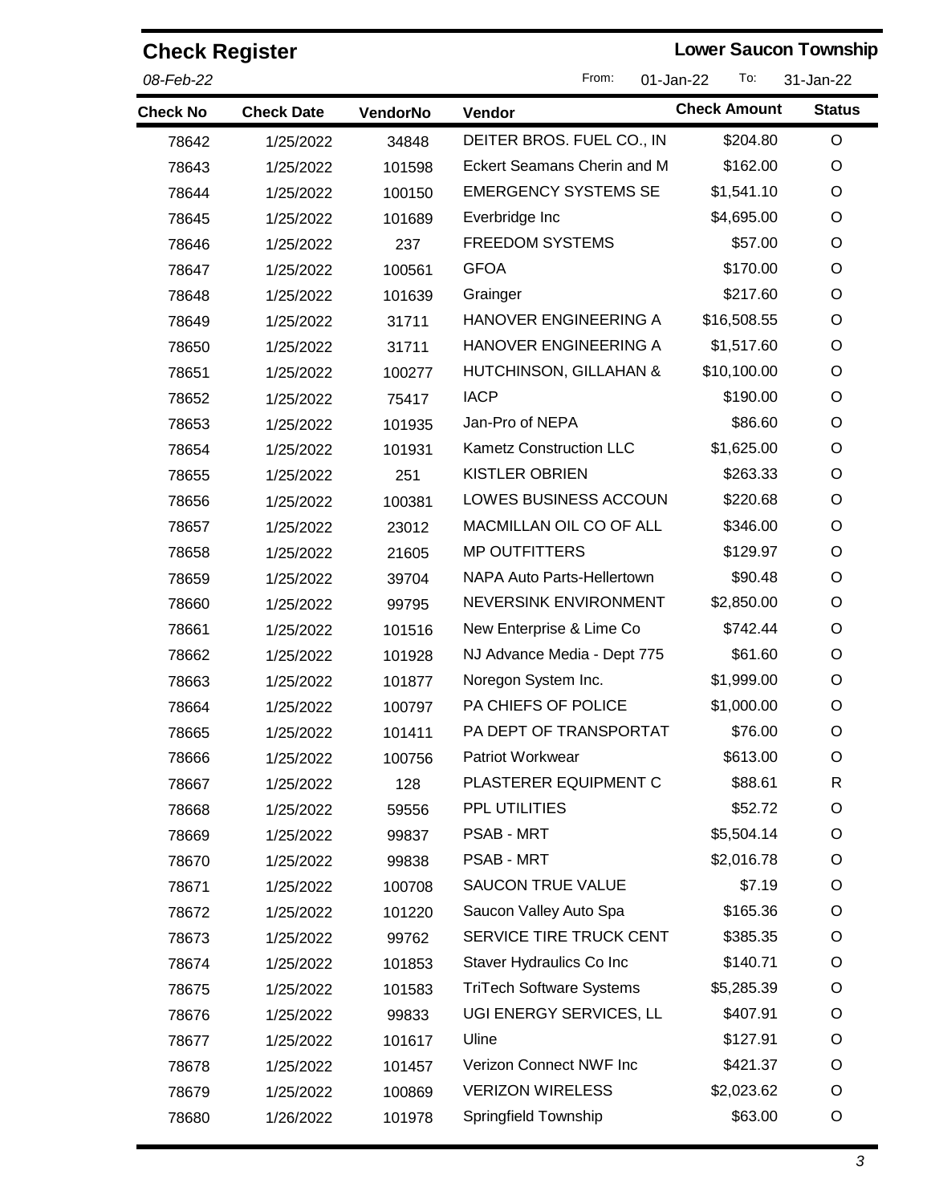**Check Register** | **Lower Saucon Township**

*08-Feb-22* | From: 01-Jan-22 To: 31-Jan-22

| Check No | Check Date | VendorNo | Vendor | Check Amount | Status |
|---|---|---|---|---|---|
| 78642 | 1/25/2022 | 34848 | DEITER BROS. FUEL CO., IN | $204.80 | O |
| 78643 | 1/25/2022 | 101598 | Eckert Seamans Cherin and M | $162.00 | O |
| 78644 | 1/25/2022 | 100150 | EMERGENCY SYSTEMS SE | $1,541.10 | O |
| 78645 | 1/25/2022 | 101689 | Everbridge Inc | $4,695.00 | O |
| 78646 | 1/25/2022 | 237 | FREEDOM SYSTEMS | $57.00 | O |
| 78647 | 1/25/2022 | 100561 | GFOA | $170.00 | O |
| 78648 | 1/25/2022 | 101639 | Grainger | $217.60 | O |
| 78649 | 1/25/2022 | 31711 | HANOVER ENGINEERING A | $16,508.55 | O |
| 78650 | 1/25/2022 | 31711 | HANOVER ENGINEERING A | $1,517.60 | O |
| 78651 | 1/25/2022 | 100277 | HUTCHINSON, GILLAHAN & | $10,100.00 | O |
| 78652 | 1/25/2022 | 75417 | IACP | $190.00 | O |
| 78653 | 1/25/2022 | 101935 | Jan-Pro of NEPA | $86.60 | O |
| 78654 | 1/25/2022 | 101931 | Kametz Construction LLC | $1,625.00 | O |
| 78655 | 1/25/2022 | 251 | KISTLER OBRIEN | $263.33 | O |
| 78656 | 1/25/2022 | 100381 | LOWES BUSINESS ACCOUN | $220.68 | O |
| 78657 | 1/25/2022 | 23012 | MACMILLAN OIL CO OF ALL | $346.00 | O |
| 78658 | 1/25/2022 | 21605 | MP OUTFITTERS | $129.97 | O |
| 78659 | 1/25/2022 | 39704 | NAPA Auto Parts-Hellertown | $90.48 | O |
| 78660 | 1/25/2022 | 99795 | NEVERSINK ENVIRONMENT | $2,850.00 | O |
| 78661 | 1/25/2022 | 101516 | New Enterprise & Lime Co | $742.44 | O |
| 78662 | 1/25/2022 | 101928 | NJ Advance Media - Dept 775 | $61.60 | O |
| 78663 | 1/25/2022 | 101877 | Noregon System Inc. | $1,999.00 | O |
| 78664 | 1/25/2022 | 100797 | PA CHIEFS OF POLICE | $1,000.00 | O |
| 78665 | 1/25/2022 | 101411 | PA DEPT OF TRANSPORTAT | $76.00 | O |
| 78666 | 1/25/2022 | 100756 | Patriot Workwear | $613.00 | O |
| 78667 | 1/25/2022 | 128 | PLASTERER EQUIPMENT C | $88.61 | R |
| 78668 | 1/25/2022 | 59556 | PPL UTILITIES | $52.72 | O |
| 78669 | 1/25/2022 | 99837 | PSAB - MRT | $5,504.14 | O |
| 78670 | 1/25/2022 | 99838 | PSAB - MRT | $2,016.78 | O |
| 78671 | 1/25/2022 | 100708 | SAUCON TRUE VALUE | $7.19 | O |
| 78672 | 1/25/2022 | 101220 | Saucon Valley Auto Spa | $165.36 | O |
| 78673 | 1/25/2022 | 99762 | SERVICE TIRE TRUCK CENT | $385.35 | O |
| 78674 | 1/25/2022 | 101853 | Staver Hydraulics Co Inc | $140.71 | O |
| 78675 | 1/25/2022 | 101583 | TriTech Software Systems | $5,285.39 | O |
| 78676 | 1/25/2022 | 99833 | UGI ENERGY SERVICES, LL | $407.91 | O |
| 78677 | 1/25/2022 | 101617 | Uline | $127.91 | O |
| 78678 | 1/25/2022 | 101457 | Verizon Connect NWF Inc | $421.37 | O |
| 78679 | 1/25/2022 | 100869 | VERIZON WIRELESS | $2,023.62 | O |
| 78680 | 1/26/2022 | 101978 | Springfield Township | $63.00 | O |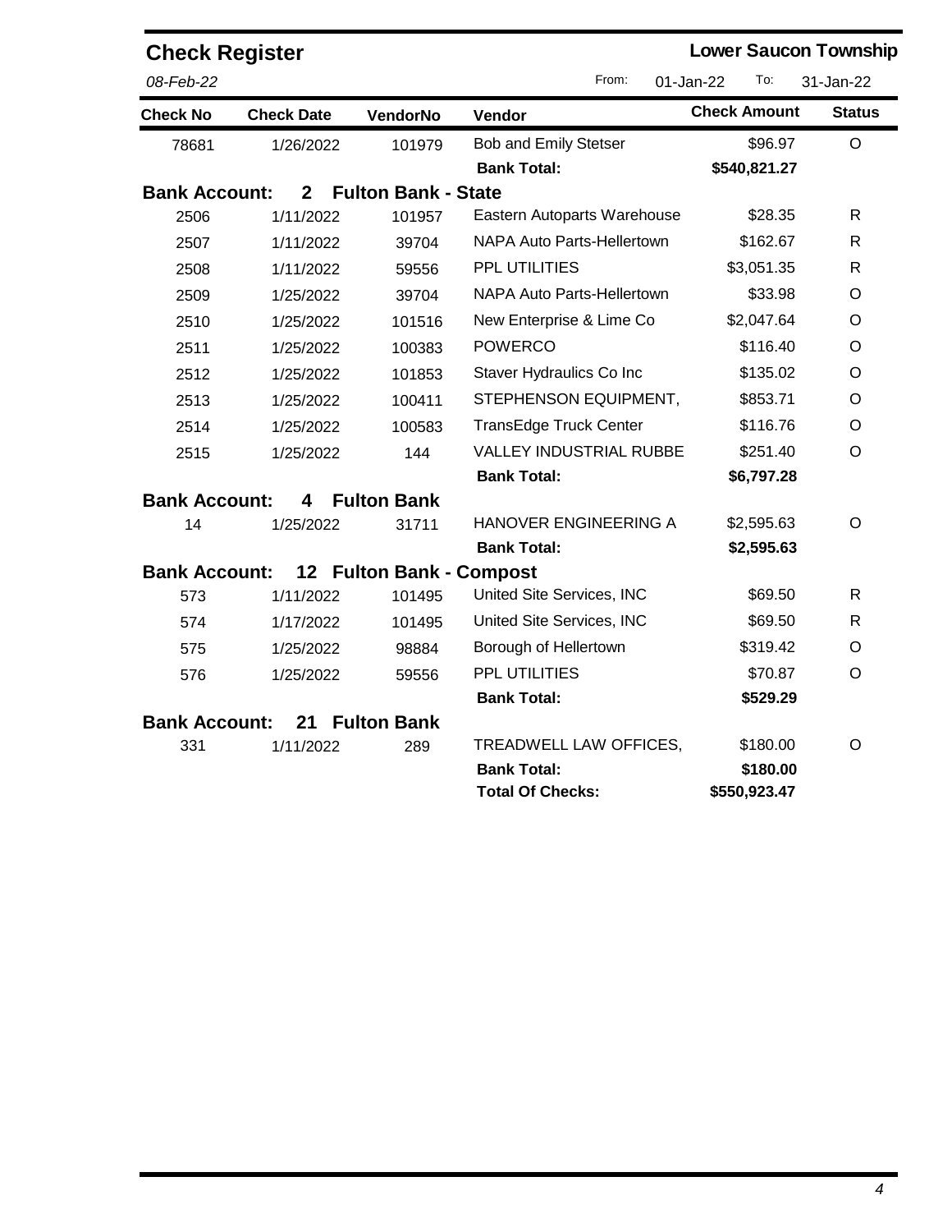## Check Register

**Lower Saucon Township**

*08-Feb-22* From: 01-Jan-22 To: 31-Jan-22

| Check No | Check Date | VendorNo | Vendor | Check Amount | Status |
|---|---|---|---|---|---|
| 78681 | 1/26/2022 | 101979 | Bob and Emily Stetser | $96.97 | O |
| | | | **Bank Total:** | **$540,821.27** | |
| **Bank Account: 2 Fulton Bank - State** | | | | | |
| 2506 | 1/11/2022 | 101957 | Eastern Autoparts Warehouse | $28.35 | R |
| 2507 | 1/11/2022 | 39704 | NAPA Auto Parts-Hellertown | $162.67 | R |
| 2508 | 1/11/2022 | 59556 | PPL UTILITIES | $3,051.35 | R |
| 2509 | 1/25/2022 | 39704 | NAPA Auto Parts-Hellertown | $33.98 | O |
| 2510 | 1/25/2022 | 101516 | New Enterprise & Lime Co | $2,047.64 | O |
| 2511 | 1/25/2022 | 100383 | POWERCO | $116.40 | O |
| 2512 | 1/25/2022 | 101853 | Staver Hydraulics Co Inc | $135.02 | O |
| 2513 | 1/25/2022 | 100411 | STEPHENSON EQUIPMENT, | $853.71 | O |
| 2514 | 1/25/2022 | 100583 | TransEdge Truck Center | $116.76 | O |
| 2515 | 1/25/2022 | 144 | VALLEY INDUSTRIAL RUBBE | $251.40 | O |
| | | | **Bank Total:** | **$6,797.28** | |
| **Bank Account: 4 Fulton Bank** | | | | | |
| 14 | 1/25/2022 | 31711 | HANOVER ENGINEERING A | $2,595.63 | O |
| | | | **Bank Total:** | **$2,595.63** | |
| **Bank Account: 12 Fulton Bank - Compost** | | | | | |
| 573 | 1/11/2022 | 101495 | United Site Services, INC | $69.50 | R |
| 574 | 1/17/2022 | 101495 | United Site Services, INC | $69.50 | R |
| 575 | 1/25/2022 | 98884 | Borough of Hellertown | $319.42 | O |
| 576 | 1/25/2022 | 59556 | PPL UTILITIES | $70.87 | O |
| | | | **Bank Total:** | **$529.29** | |
| **Bank Account: 21 Fulton Bank** | | | | | |
| 331 | 1/11/2022 | 289 | TREADWELL LAW OFFICES, | $180.00 | O |
| | | | **Bank Total:** | **$180.00** | |
| | | | **Total Of Checks:** | **$550,923.47** | |